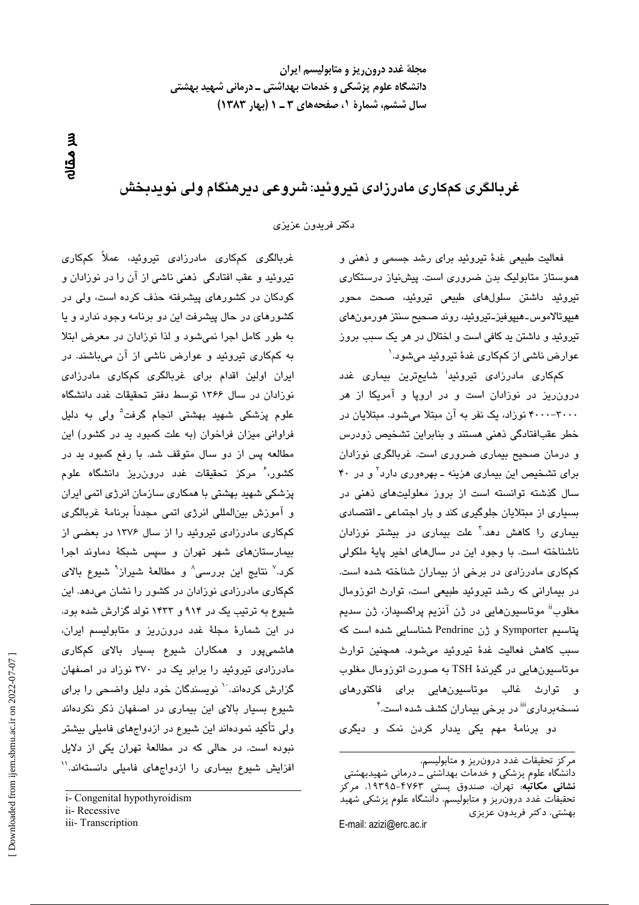سر مقاله

# غربالگری کم‌کاری مادرزادی تیروئید: شروعی دیرهنگام ولی نویدبخش

دکتر فریدون عزیزی

فعالیت طبیعی غدهٔ تیروئید برای رشد جسمی و ذهنی و هموستاز متابولیک بدن ضروری است. پیش‌نیاز درستکاری تیروئید داشتن سلول‌های طبیعی تیروئید، صحت محور هیپوتالاموس-هیپوفیز-تیروئید، روند صحیح سنتز هورمون‌های تیروئید و داشتن ید کافی است و اختلال در هر یک سبب بروز عوارض ناشی از کم‌کاری غدهٔ تیروئید می‌شود.[1]

کم‌کاری مادرزادی تیروئید[i] شایع‌ترین بیماری غدد درون‌ریز در نوزادان است و در اروپا و آمریکا از هر ۳۰۰۰-۴۰۰۰ نوزاد، یک نفر به آن مبتلا می‌شود. مبتلایان در خطر عقب‌افتادگی ذهنی هستند و بنابراین تشخیص زودرس و درمان صحیح بیماری ضروری است. غربالگری نوزادان برای تشخیص این بیماری هزینه ـ بهره‌وری دارد[2] و در ۴۰ سال گذشته توانسته است از بروز معلولیت‌های ذهنی در بسیاری از مبتلایان جلوگیری کند و بار اجتماعی ـ اقتصادی بیماری را کاهش دهد.[3] علت بیماری در بیشتر نوزادان ناشناخته است. با وجود این در سال‌های اخیر پایهٔ ملکولی کم‌کاری مادرزادی در برخی از بیماران شناخته شده است. در بیمارانی که رشد تیروئید طبیعی است، توارث اتوزومال مغلوب[ii] موتاسیون‌هایی در ژن آنزیم پراکسیداز، ژن سدیم پتاسیم Symporter و ژن Pendrine شناسایی شده است که سبب کاهش فعالیت غدهٔ تیروئید می‌شود. همچنین توارث موتاسیون‌هایی در گیرندهٔ TSH به صورت اتوزومال مغلوب و توارث غالب موتاسیون‌هایی برای فاکتورهای نسخه‌برداری[iii] در برخی بیماران کشف شده است.[4]

دو برنامهٔ مهم یکی یددار کردن نمک و دیگری غربالگری کم‌کاری مادرزادی تیروئید، عملاً کم‌کاری تیروئید و عقب افتادگی ذهنی ناشی از آن را در نوزادان و کودکان در کشورهای پیشرفته حذف کرده است، ولی در کشورهای در حال پیشرفت این دو برنامه وجود ندارد و یا به طور کامل اجرا نمی‌شود و لذا نوزادان در معرض ابتلا به کم‌کاری تیروئید و عوارض ناشی از آن می‌باشند. در ایران اولین اقدام برای غربالگری کم‌کاری مادرزادی نوزادان در سال ۱۳۶۶ توسط دفتر تحقیقات غدد دانشگاه علوم پزشکی شهید بهشتی انجام گرفت[5] ولی به دلیل فراوانی میزان فراخوان (به علت کمبود ید در کشور) این مطالعه پس از دو سال متوقف شد. با رفع کمبود ید در کشور،[6] مرکز تحقیقات غدد درون‌ریز دانشگاه علوم پزشکی شهید بهشتی با همکاری سازمان انرژی اتمی ایران و آموزش بین‌المللی انرژی اتمی مجدداً برنامهٔ غربالگری کم‌کاری مادرزادی تیروئید را از سال ۱۳۷۶ در بعضی از بیمارستان‌های شهر تهران و سپس شبکهٔ دماوند اجرا کرد.[7] نتایج این بررسی[8] و مطالعهٔ شیراز[9] شیوع بالای کم‌کاری مادرزادی نوزادان در کشور را نشان می‌دهد. این شیوع به ترتیب یک در ۹۱۴ و ۱۴۳۳ تولد گزارش شده بود. در این شمارهٔ مجلهٔ غدد درون‌ریز و متابولیسم ایران، هاشمی‌پور و همکاران شیوع بسیار بالای کم‌کاری مادرزادی تیروئید را برابر یک در ۳۷۰ نوزاد در اصفهان گزارش کرده‌اند.[10] نویسندگان خود دلیل واضحی را برای شیوع بسیار بالای این بیماری در اصفهان ذکر نکرده‌اند ولی تأکید نموده‌اند این شیوع در ازدواج‌های فامیلی بیشتر نبوده است. در حالی که در مطالعهٔ تهران یکی از دلایل افزایش شیوع بیماری را ازدواج‌های فامیلی دانسته‌اند.[11]

---

i- Congenital hypothyroidism
ii- Recessive
iii- Transcription

مرکز تحقیقات غدد درون‌ریز و متابولیسم، دانشگاه علوم پزشکی و خدمات بهداشتی ـ درمانی شهیدبهشتی
**نشانی مکاتبه:** تهران، صندوق پستی ۴۷۶۳-۱۹۳۹۵، مرکز تحقیقات غدد درون‌ریز و متابولیسم، دانشگاه علوم پزشکی شهید بهشتی، دکتر فریدون عزیزی
E-mail: azizi@erc.ac.ir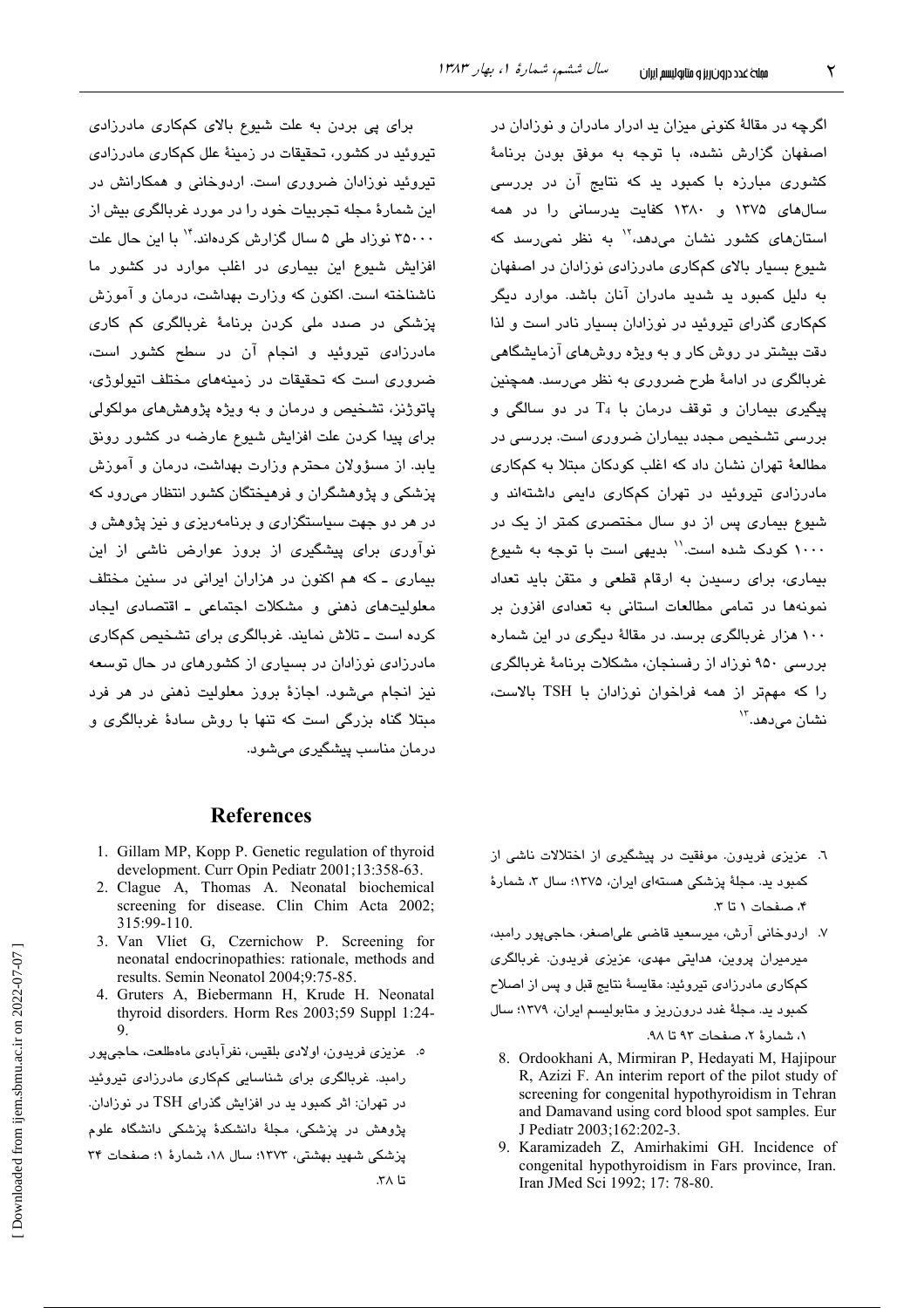اگرچه در مقالهٔ کنونی میزان ید ادرار مادران و نوزادان در اصفهان گزارش نشده، با توجه به موفق بودن برنامهٔ کشوری مبارزه با کمبود ید که نتایج آن در بررسی سال‌های ۱۳۷۵ و ۱۳۸۰ کفایت یدرسانی را در همه استان‌های کشور نشان می‌دهد،[۱۲] به نظر نمی‌رسد که شیوع بسیار بالای کم‌کاری مادرزادی نوزادان در اصفهان به دلیل کمبود ید شدید مادران آنان باشد. موارد دیگر کم‌کاری گذرای تیروئید در نوزادان بسیار نادر است و لذا دقت بیشتر در روش کار و به ویژه روش‌های آزمایشگاهی غربالگری در ادامهٔ طرح ضروری به نظر می‌رسد. همچنین پیگیری بیماران و توقف درمان با $T_4$ در دو سالگی و بررسی تشخیص مجدد بیماران ضروری است. بررسی در مطالعهٔ تهران نشان داد که اغلب کودکان مبتلا به کم‌کاری مادرزادی تیروئید در تهران کم‌کاری دایمی داشته‌اند و شیوع بیماری پس از دو سال مختصری کمتر از یک در ۱۰۰۰ کودک شده است.[۱۱] بدیهی است با توجه به شیوع بیماری، برای رسیدن به ارقام قطعی و متقن باید تعداد نمونه‌ها در تمامی مطالعات استانی به تعدادی افزون بر ۱۰۰ هزار غربالگری برسد. در مقالهٔ دیگری در این شماره بررسی ۹۵۰ نوزاد از رفسنجان، مشکلات برنامهٔ غربالگری را که مهمتر از همه فراخوان نوزادان با TSH بالاست، نشان می‌دهد.[۱۳]

برای پی بردن به علت شیوع بالای کم‌کاری مادرزادی تیروئید در کشور، تحقیقات در زمینهٔ علل کم‌کاری مادرزادی تیروئید نوزادان ضروری است. اردوخانی و همکارانش در این شمارهٔ مجله تجربیات خود را در مورد غربالگری بیش از ۳۵۰۰۰ نوزاد طی ۵ سال گزارش کرده‌اند.[۱۴] با این حال علت افزایش شیوع این بیماری در اغلب موارد در کشور ما ناشناخته است. اکنون که وزارت بهداشت، درمان و آموزش پزشکی در صدد ملی کردن برنامهٔ غربالگری کم کاری مادرزادی تیروئید و انجام آن در سطح کشور است، ضروری است که تحقیقات در زمینه‌های مختلف اتیولوژی، پاتوژنز، تشخیص و درمان و به ویژه پژوهش‌های مولکولی برای پیدا کردن علت افزایش شیوع عارضه در کشور رونق یابد. از مسؤولان محترم وزارت بهداشت، درمان و آموزش پزشکی و پژوهشگران و فرهیختگان کشور انتظار می‌رود که در هر دو جهت سیاستگزاری و برنامه‌ریزی و نیز پژوهش و نوآوری برای پیشگیری از بروز عوارض ناشی از این بیماری ـ که هم اکنون در هزاران ایرانی در سنین مختلف معلولیت‌های ذهنی و مشکلات اجتماعی ـ اقتصادی ایجاد کرده است ـ تلاش نمایند. غربالگری برای تشخیص کم‌کاری مادرزادی نوزادان در بسیاری از کشورهای در حال توسعه نیز انجام می‌شود. اجازهٔ بروز معلولیت ذهنی در هر فرد مبتلا گناه بزرگی است که تنها با روش سادهٔ غربالگری و درمان مناسب پیشگیری می‌شود.

## References

1. Gillam MP, Kopp P. Genetic regulation of thyroid development. Curr Opin Pediatr 2001;13:358-63.
2. Clague A, Thomas A. Neonatal biochemical screening for disease. Clin Chim Acta 2002; 315:99-110.
3. Van Vliet G, Czernichow P. Screening for neonatal endocrinopathies: rationale, methods and results. Semin Neonatol 2004;9:75-85.
4. Gruters A, Biebermann H, Krude H. Neonatal thyroid disorders. Horm Res 2003;59 Suppl 1:24-9.
5. عزیزی فریدون، اولادی بلقیس، نفرآبادی ماه‌طلعت، حاجی‌پور رامبد. غربالگری برای شناسایی کم‌کاری مادرزادی تیروئید در تهران: اثر کمبود ید در افزایش گذرای TSH در نوزادان. پژوهش در پزشکی، مجلهٔ دانشکدهٔ پزشکی دانشگاه علوم پزشکی شهید بهشتی، ۱۳۷۳؛ سال ۱۸، شمارهٔ ۱؛ صفحات ۳۴ تا ۳۸.
6. عزیزی فریدون. موفقیت در پیشگیری از اختلالات ناشی از کمبود ید. مجلهٔ پزشکی هسته‌ای ایران، ۱۳۷۵؛ سال ۳، شمارهٔ ۴، صفحات ۱ تا ۳.
7. اردوخانی آرش، میرسعید قاضی علی‌اصغر، حاجی‌پور رامبد، میرمیران پروین، هدایتی مهدی، عزیزی فریدون. غربالگری کم‌کاری مادرزادی تیروئید: مقایسهٔ نتایج قبل و پس از اصلاح کمبود ید. مجلهٔ غدد درون‌ریز و متابولیسم ایران، ۱۳۷۹؛ سال ۱، شمارهٔ ۲، صفحات ۹۳ تا ۹۸.
8. Ordookhani A, Mirmiran P, Hedayati M, Hajipour R, Azizi F. An interim report of the pilot study of screening for congenital hypothyroidism in Tehran and Damavand using cord blood spot samples. Eur J Pediatr 2003;162:202-3.
9. Karamizadeh Z, Amirhakimi GH. Incidence of congenital hypothyroidism in Fars province, Iran. Iran JMed Sci 1992; 17: 78-80.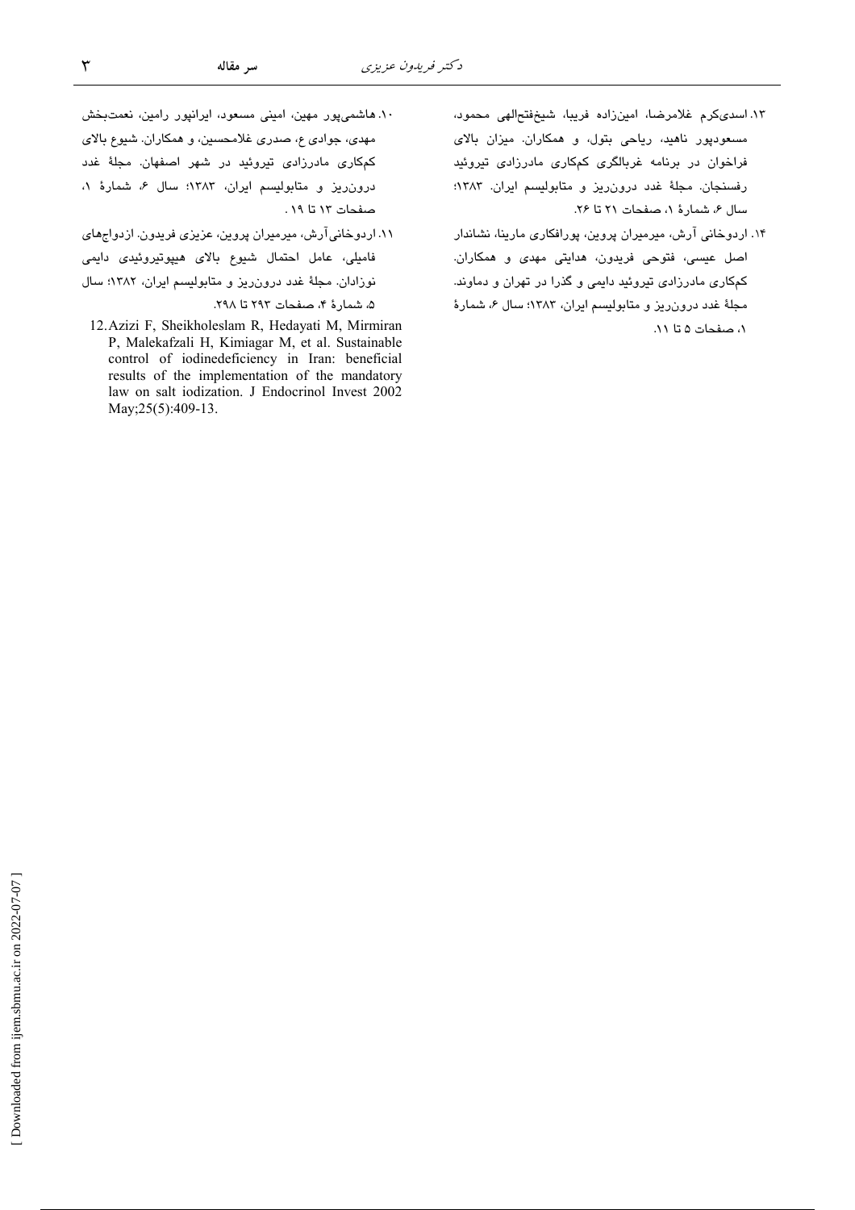۱۰. هاشمی‌پور مهین، امینی مسعود، ایرانپور رامین، نعمت‌بخش مهدی، جوادی ع، صدری غلامحسین، و همکاران. شیوع بالای کم‌کاری مادرزادی تیروئید در شهر اصفهان. مجلهٔ غدد درون‌ریز و متابولیسم ایران، ۱۳۸۳؛ سال ۶، شمارهٔ ۱، صفحات ۱۳ تا ۱۹.

۱۱. اردوخانی آرش، میرمیران پروین، عزیزی فریدون. ازدواج‌های فامیلی، عامل احتمال شیوع بالای هیپوتیروئیدی دایمی نوزادان. مجلهٔ غدد درون‌ریز و متابولیسم ایران، ۱۳۸۲؛ سال ۵، شمارهٔ ۴، صفحات ۲۹۳ تا ۲۹۸.

12. Azizi F, Sheikholeslam R, Hedayati M, Mirmiran P, Malekafzali H, Kimiagar M, et al. Sustainable control of iodinedeficiency in Iran: beneficial results of the implementation of the mandatory law on salt iodization. J Endocrinol Invest 2002 May;25(5):409-13.

۱۳. اسدی‌کرم غلامرضا، امین‌زاده فریبا، شیخ‌فتح‌الهی محمود، مسعودپور ناهید، ریاحی بتول، و همکاران. میزان بالای فراخوان در برنامه غربالگری کم‌کاری مادرزادی تیروئید رفسنجان. مجلهٔ غدد درون‌ریز و متابولیسم ایران. ۱۳۸۳؛ سال ۶، شمارهٔ ۱، صفحات ۲۱ تا ۲۶.

۱۴. اردوخانی آرش، میرمیران پروین، پورافکاری مارینا، نشاندار اصل عیسی، فتوحی فریدون، هدایتی مهدی و همکاران. کم‌کاری مادرزادی تیروئید دایمی و گذرا در تهران و دماوند. مجلهٔ غدد درون‌ریز و متابولیسم ایران، ۱۳۸۳؛ سال ۶، شمارهٔ ۱، صفحات ۵ تا ۱۱.